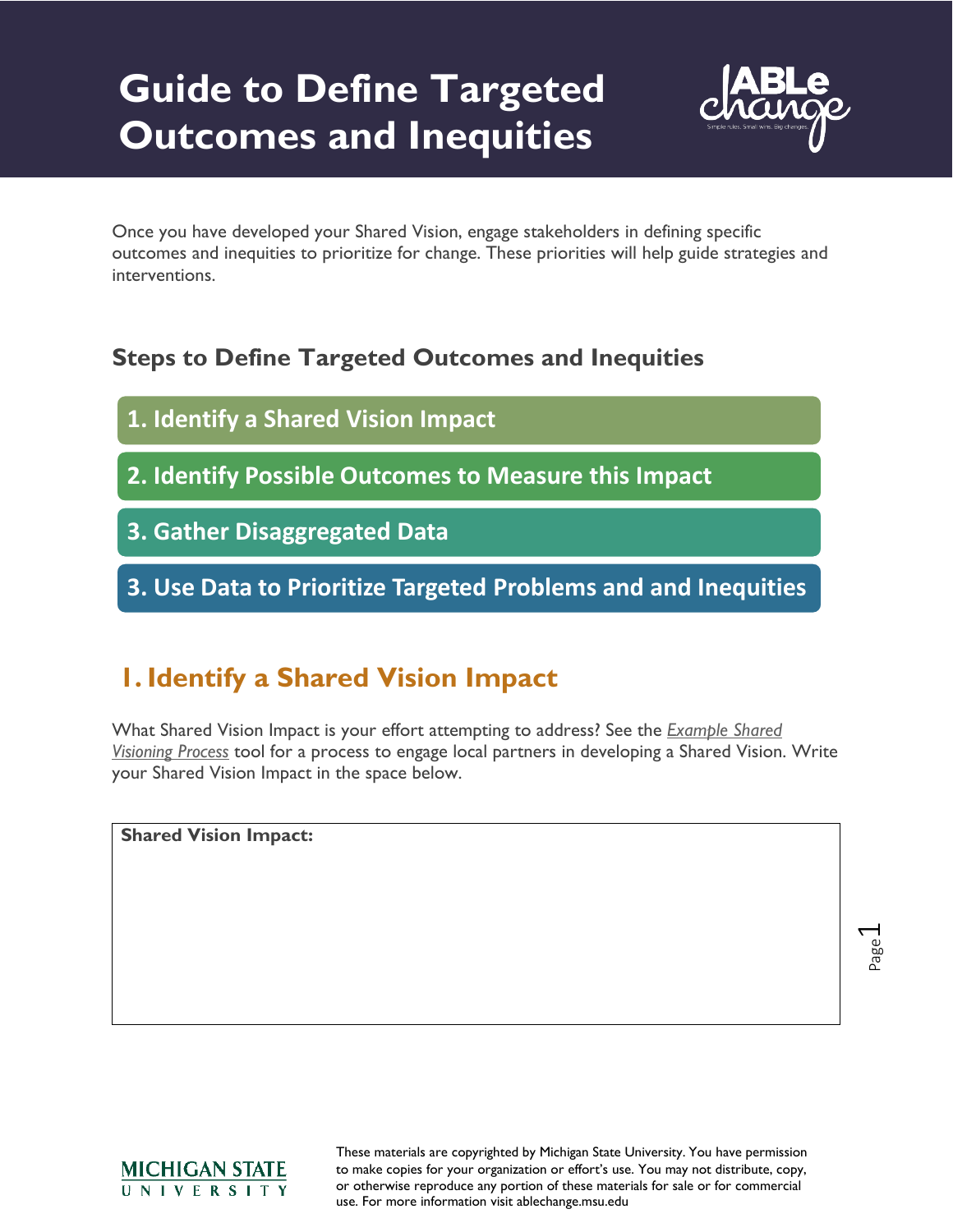# Guide to Define Targeted Outcomes and Inequities

Once you have developed your Shared Vision, engage stakeholders in defining specific outcomes and inequities to prioritize for change. These priorities will help guide strategies and interventions.

## Steps to Define Targeted Outcomes and Inequities

1. Identify a Shared Vision Impact
2. Identify Possible Outcomes to Measure this Impact
3. Gather Disaggregated Data
3. Use Data to Prioritize Targeted Problems and and Inequities

## 1. Identify a Shared Vision Impact

What Shared Vision Impact is your effort attempting to address? See the *Example Shared Visioning Process* tool for a process to engage local partners in developing a Shared Vision. Write your Shared Vision Impact in the space below.

| **Shared Vision Impact:** |
| --- |
| |

These materials are copyrighted by Michigan State University. You have permission to make copies for your organization or effort's use. You may not distribute, copy, or otherwise reproduce any portion of these materials for sale or for commercial use. For more information visit ablechange.msu.edu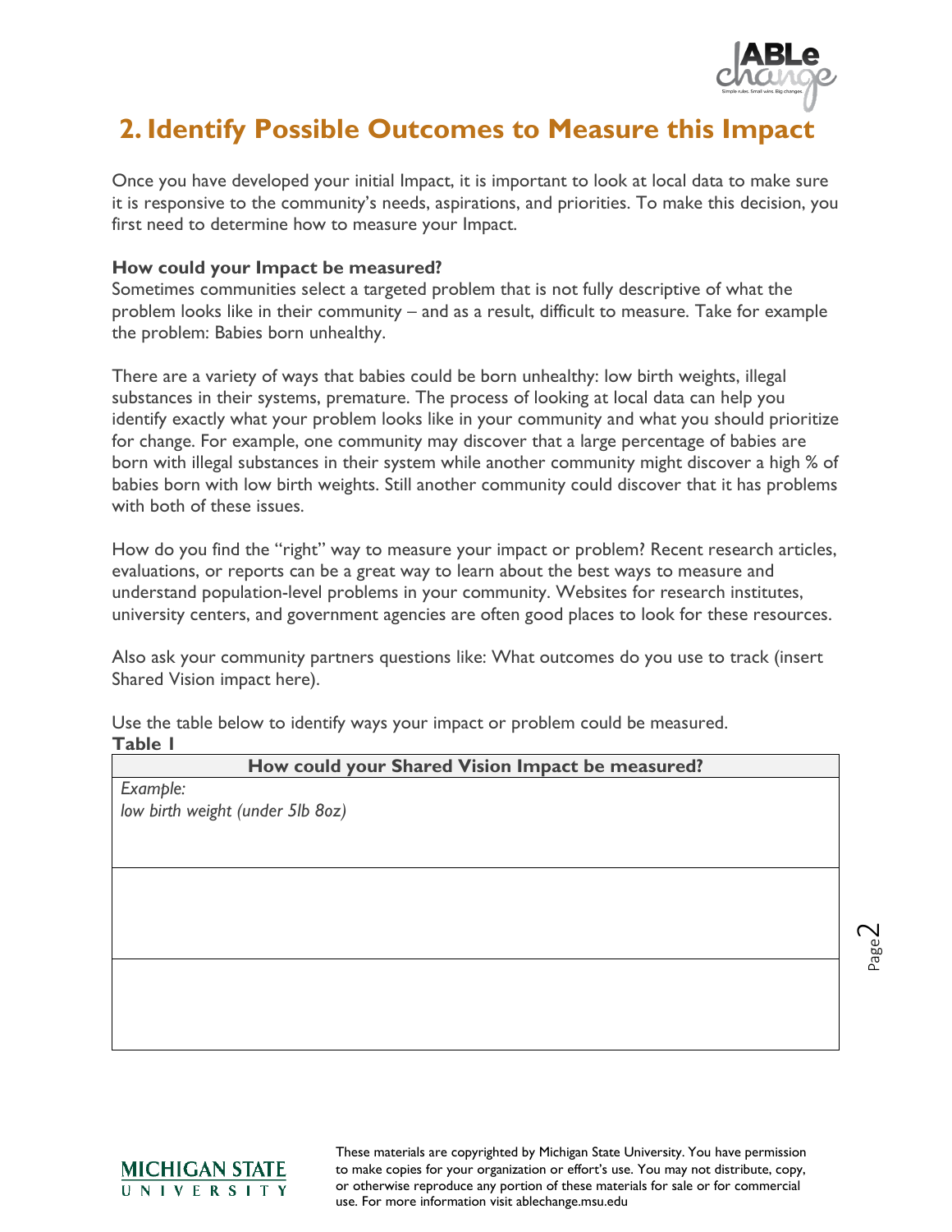## 2. Identify Possible Outcomes to Measure this Impact

Once you have developed your initial Impact, it is important to look at local data to make sure it is responsive to the community's needs, aspirations, and priorities. To make this decision, you first need to determine how to measure your Impact.

**How could your Impact be measured?**
Sometimes communities select a targeted problem that is not fully descriptive of what the problem looks like in their community – and as a result, difficult to measure. Take for example the problem: Babies born unhealthy.

There are a variety of ways that babies could be born unhealthy: low birth weights, illegal substances in their systems, premature. The process of looking at local data can help you identify exactly what your problem looks like in your community and what you should prioritize for change. For example, one community may discover that a large percentage of babies are born with illegal substances in their system while another community might discover a high % of babies born with low birth weights. Still another community could discover that it has problems with both of these issues.

How do you find the "right" way to measure your impact or problem? Recent research articles, evaluations, or reports can be a great way to learn about the best ways to measure and understand population-level problems in your community. Websites for research institutes, university centers, and government agencies are often good places to look for these resources.

Also ask your community partners questions like: What outcomes do you use to track (insert Shared Vision impact here).

Use the table below to identify ways your impact or problem could be measured.

**Table 1**

| How could your Shared Vision Impact be measured? |
| --- |
| *Example:* *low birth weight (under 5lb 8oz)* |
| |
| |

These materials are copyrighted by Michigan State University. You have permission to make copies for your organization or effort's use. You may not distribute, copy, or otherwise reproduce any portion of these materials for sale or for commercial use. For more information visit ablechange.msu.edu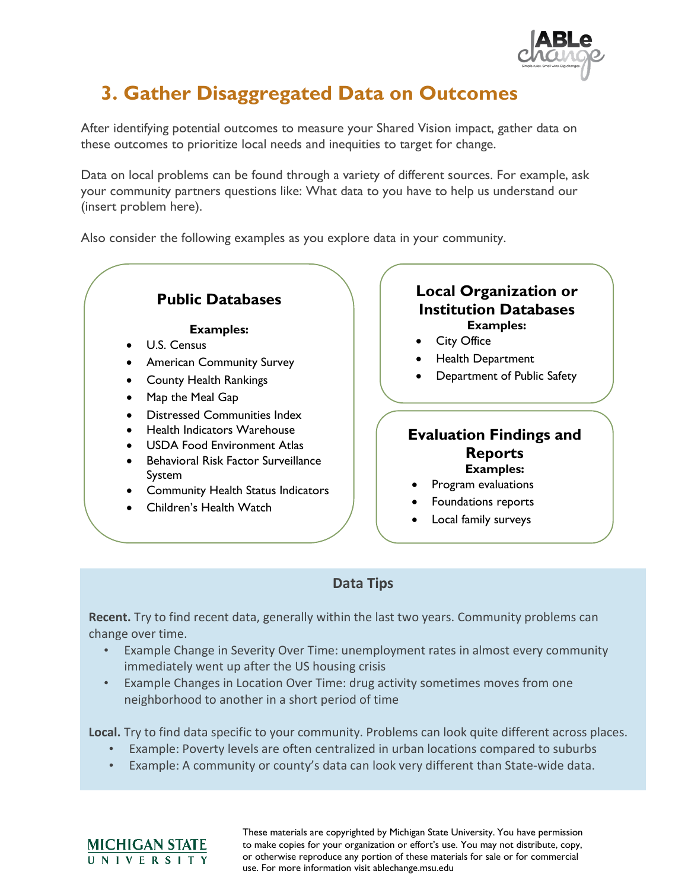# 3. Gather Disaggregated Data on Outcomes

After identifying potential outcomes to measure your Shared Vision impact, gather data on these outcomes to prioritize local needs and inequities to target for change.

Data on local problems can be found through a variety of different sources. For example, ask your community partners questions like: What data to you have to help us understand our (insert problem here).

Also consider the following examples as you explore data in your community.

### Public Databases

**Examples:**

- U.S. Census
- American Community Survey
- County Health Rankings
- Map the Meal Gap
- Distressed Communities Index
- Health Indicators Warehouse
- USDA Food Environment Atlas
- Behavioral Risk Factor Surveillance System
- Community Health Status Indicators
- Children's Health Watch

### Local Organization or Institution Databases

**Examples:**

- City Office
- Health Department
- Department of Public Safety

### Evaluation Findings and Reports

**Examples:**

- Program evaluations
- Foundations reports
- Local family surveys

### Data Tips

**Recent.** Try to find recent data, generally within the last two years. Community problems can change over time.

- Example Change in Severity Over Time: unemployment rates in almost every community immediately went up after the US housing crisis
- Example Changes in Location Over Time: drug activity sometimes moves from one neighborhood to another in a short period of time

**Local.** Try to find data specific to your community. Problems can look quite different across places.

- Example: Poverty levels are often centralized in urban locations compared to suburbs
- Example: A community or county's data can look very different than State-wide data.

These materials are copyrighted by Michigan State University. You have permission to make copies for your organization or effort's use. You may not distribute, copy, or otherwise reproduce any portion of these materials for sale or for commercial use. For more information visit ablechange.msu.edu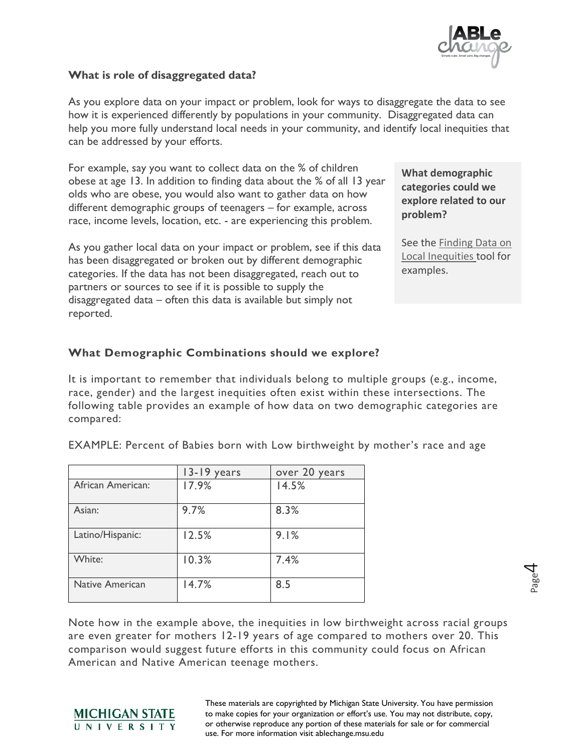## What is role of disaggregated data?

As you explore data on your impact or problem, look for ways to disaggregate the data to see how it is experienced differently by populations in your community. Disaggregated data can help you more fully understand local needs in your community, and identify local inequities that can be addressed by your efforts.

For example, say you want to collect data on the % of children obese at age 13. In addition to finding data about the % of all 13 year olds who are obese, you would also want to gather data on how different demographic groups of teenagers – for example, across race, income levels, location, etc. - are experiencing this problem.

As you gather local data on your impact or problem, see if this data has been disaggregated or broken out by different demographic categories. If the data has not been disaggregated, reach out to partners or sources to see if it is possible to supply the disaggregated data – often this data is available but simply not reported.

**What demographic categories could we explore related to our problem?**

See the Finding Data on Local Inequities tool for examples.

## What Demographic Combinations should we explore?

It is important to remember that individuals belong to multiple groups (e.g., income, race, gender) and the largest inequities often exist within these intersections. The following table provides an example of how data on two demographic categories are compared:

EXAMPLE: Percent of Babies born with Low birthweight by mother's race and age

| | 13-19 years | over 20 years |
|---|---|---|
| African American: | 17.9% | 14.5% |
| Asian: | 9.7% | 8.3% |
| Latino/Hispanic: | 12.5% | 9.1% |
| White: | 10.3% | 7.4% |
| Native American | 14.7% | 8.5 |

Note how in the example above, the inequities in low birthweight across racial groups are even greater for mothers 12-19 years of age compared to mothers over 20. This comparison would suggest future efforts in this community could focus on African American and Native American teenage mothers.

These materials are copyrighted by Michigan State University. You have permission to make copies for your organization or effort's use. You may not distribute, copy, or otherwise reproduce any portion of these materials for sale or for commercial use. For more information visit ablechange.msu.edu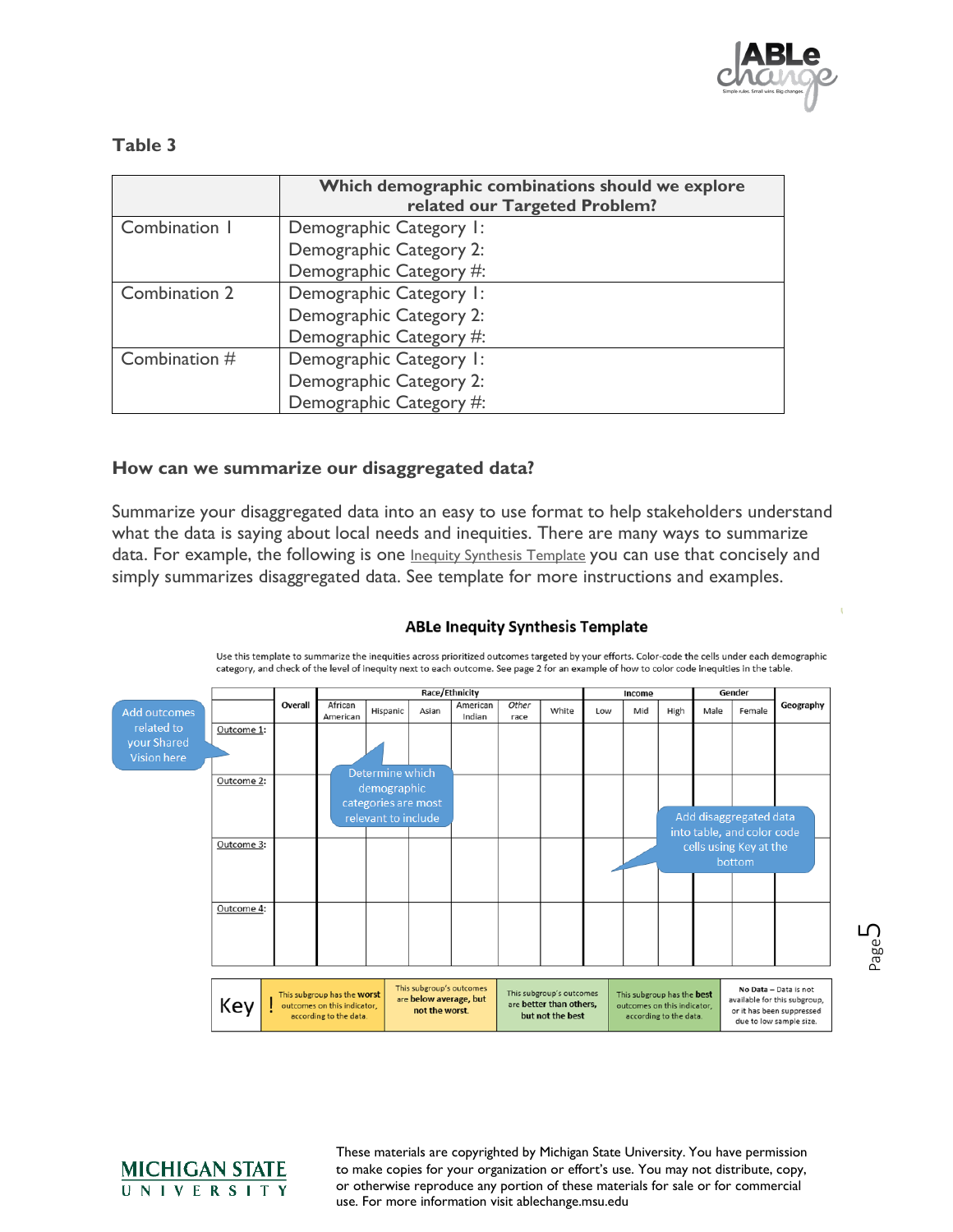**Table 3**

| | Which demographic combinations should we explore related our Targeted Problem? |
|---|---|
| Combination 1 | Demographic Category 1:<br>Demographic Category 2:<br>Demographic Category #: |
| Combination 2 | Demographic Category 1:<br>Demographic Category 2:<br>Demographic Category #: |
| Combination # | Demographic Category 1:<br>Demographic Category 2:<br>Demographic Category #: |

### How can we summarize our disaggregated data?

Summarize your disaggregated data into an easy to use format to help stakeholders understand what the data is saying about local needs and inequities. There are many ways to summarize data. For example, the following is one Inequity Synthesis Template you can use that concisely and simply summarizes disaggregated data. See template for more instructions and examples.

**ABLe Inequity Synthesis Template**

Use this template to summarize the inequities across prioritized outcomes targeted by your efforts. Color-code the cells under each demographic category, and check of the level of inequity next to each outcome. See page 2 for an example of how to color code inequities in the table.

| | Overall | Race/Ethnicity | | | | | | Income | | | Gender | | Geography |
|---|---|---|---|---|---|---|---|---|---|---|---|---|---|
| | | African American | Hispanic | Asian | American Indian | Other race | White | Low | Mid | High | Male | Female | |
| Outcome 1: | | | | | | | | | | | | | |
| Outcome 2: | | | | | | | | | | | | | |
| Outcome 3: | | | | | | | | | | | | | |
| Outcome 4: | | | | | | | | | | | | | |

Add outcomes related to your Shared Vision here

Determine which demographic categories are most relevant to include

Add disaggregated data into table, and color code cells using Key at the bottom

| Key | ! This subgroup has the **worst** outcomes on this indicator, according to the data. | This subgroup's outcomes are **below average, but not the worst.** | This subgroup's outcomes are **better than others, but not the best** | This subgroup has the **best** outcomes on this indicator, according to the data. | **No Data** – Data is not available for this subgroup, or it has been suppressed due to low sample size. |
|---|---|---|---|---|---|

These materials are copyrighted by Michigan State University. You have permission to make copies for your organization or effort's use. You may not distribute, copy, or otherwise reproduce any portion of these materials for sale or for commercial use. For more information visit ablechange.msu.edu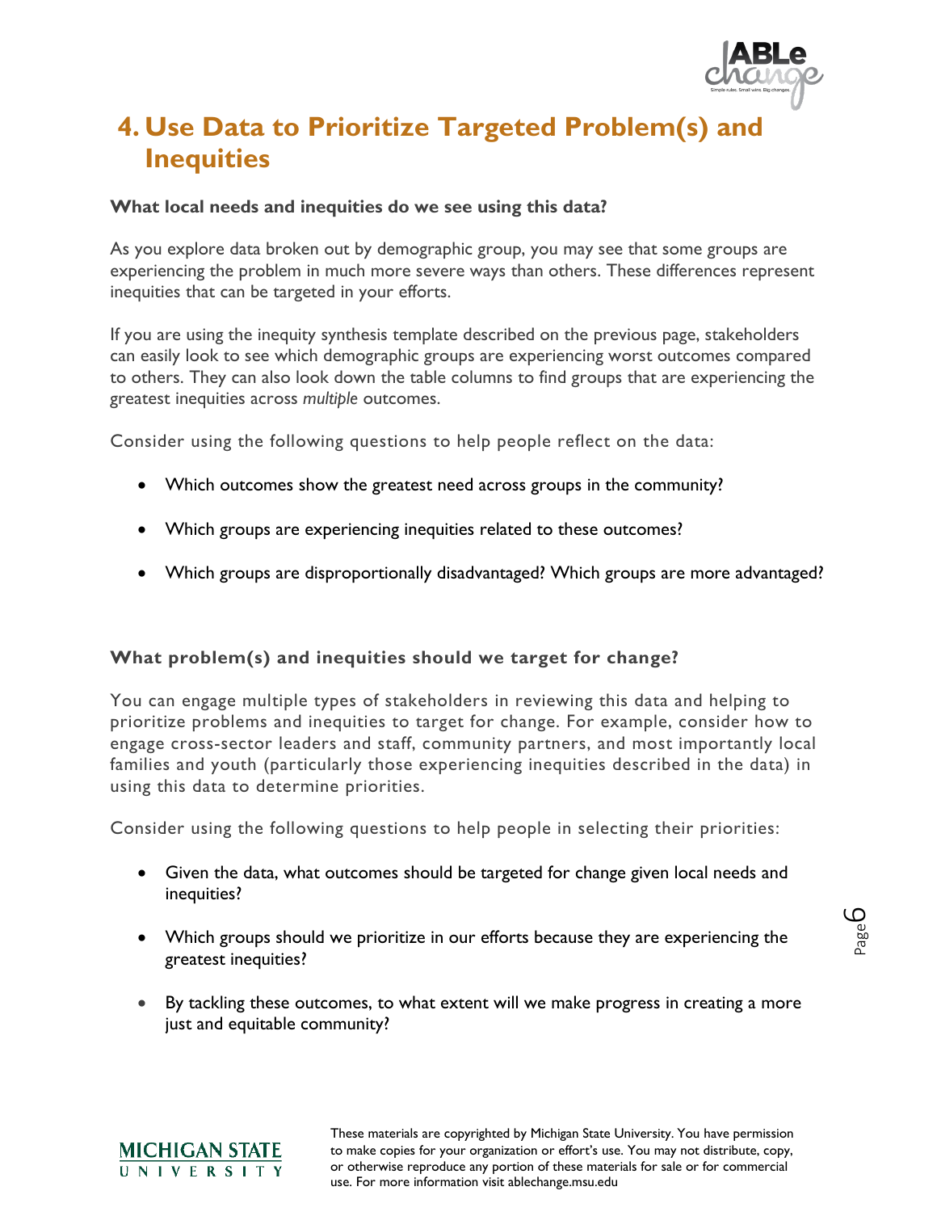# 4. Use Data to Prioritize Targeted Problem(s) and Inequities

**What local needs and inequities do we see using this data?**

As you explore data broken out by demographic group, you may see that some groups are experiencing the problem in much more severe ways than others. These differences represent inequities that can be targeted in your efforts.

If you are using the inequity synthesis template described on the previous page, stakeholders can easily look to see which demographic groups are experiencing worst outcomes compared to others. They can also look down the table columns to find groups that are experiencing the greatest inequities across *multiple* outcomes.

Consider using the following questions to help people reflect on the data:

- Which outcomes show the greatest need across groups in the community?
- Which groups are experiencing inequities related to these outcomes?
- Which groups are disproportionally disadvantaged? Which groups are more advantaged?

**What problem(s) and inequities should we target for change?**

You can engage multiple types of stakeholders in reviewing this data and helping to prioritize problems and inequities to target for change. For example, consider how to engage cross-sector leaders and staff, community partners, and most importantly local families and youth (particularly those experiencing inequities described in the data) in using this data to determine priorities.

Consider using the following questions to help people in selecting their priorities:

- Given the data, what outcomes should be targeted for change given local needs and inequities?
- Which groups should we prioritize in our efforts because they are experiencing the greatest inequities?
- By tackling these outcomes, to what extent will we make progress in creating a more just and equitable community?

These materials are copyrighted by Michigan State University. You have permission to make copies for your organization or effort's use. You may not distribute, copy, or otherwise reproduce any portion of these materials for sale or for commercial use. For more information visit ablechange.msu.edu